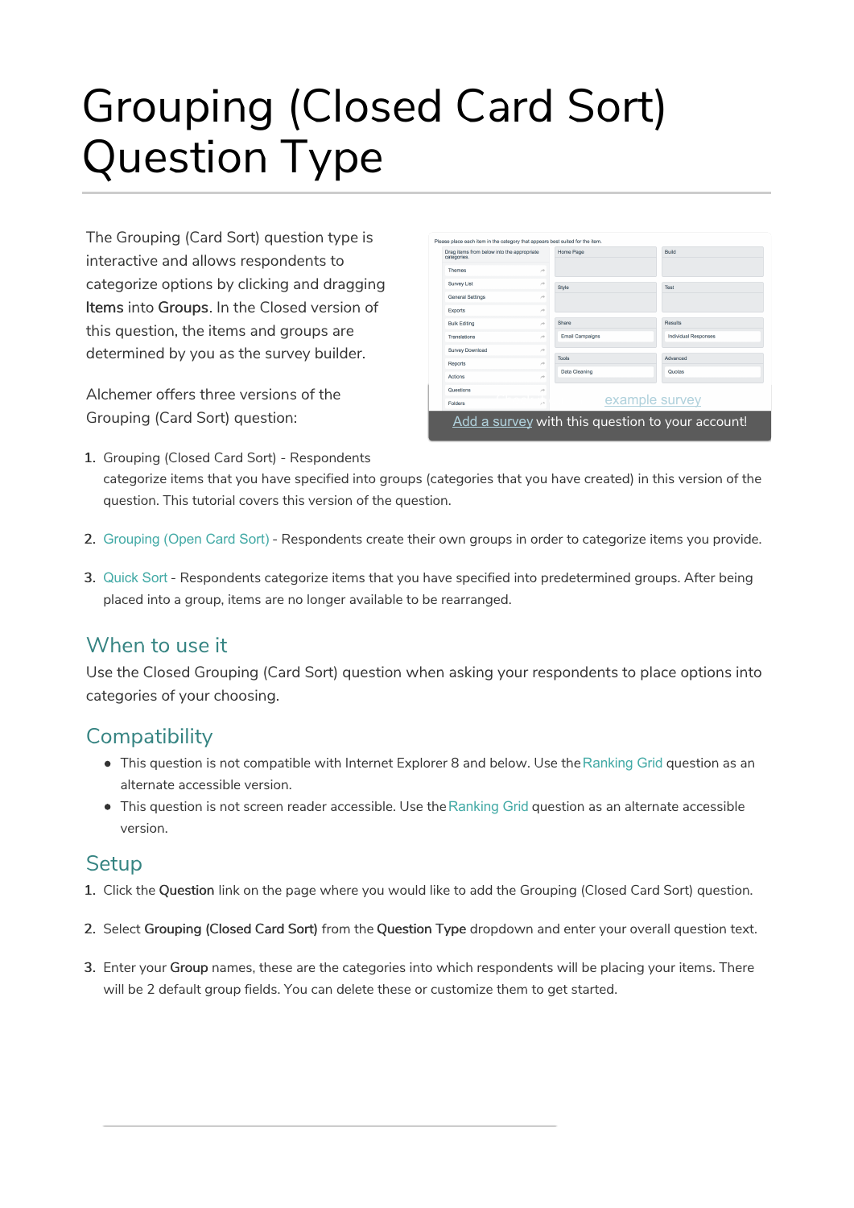# Grouping (Closed Card Sort) Question Type

The Grouping (Card Sort) question type is interactive and allows respondents to categorize options by clicking and dragging **Items** into **Groups**. In the Closed version of this question, the items and groups are determined by you as the survey builder.

Alchemer offers three versions of the Grouping (Card Sort) question:

1. Grouping (Closed Card Sort) - Respondents categorize items that you have specified into groups (categories that you have created) in this version of the question. This tutorial covers this version of the question.
2. Grouping (Open Card Sort) - Respondents create their own groups in order to categorize items you provide.
3. Quick Sort - Respondents categorize items that you have specified into predetermined groups. After being placed into a group, items are no longer available to be rearranged.

## When to use it

Use the Closed Grouping (Card Sort) question when asking your respondents to place options into categories of your choosing.

## Compatibility

- This question is not compatible with Internet Explorer 8 and below. Use the Ranking Grid question as an alternate accessible version.
- This question is not screen reader accessible. Use the Ranking Grid question as an alternate accessible version.

## Setup

1. Click the **Question** link on the page where you would like to add the Grouping (Closed Card Sort) question.
2. Select **Grouping (Closed Card Sort)** from the **Question Type** dropdown and enter your overall question text.
3. Enter your **Group** names, these are the categories into which respondents will be placing your items. There will be 2 default group fields. You can delete these or customize them to get started.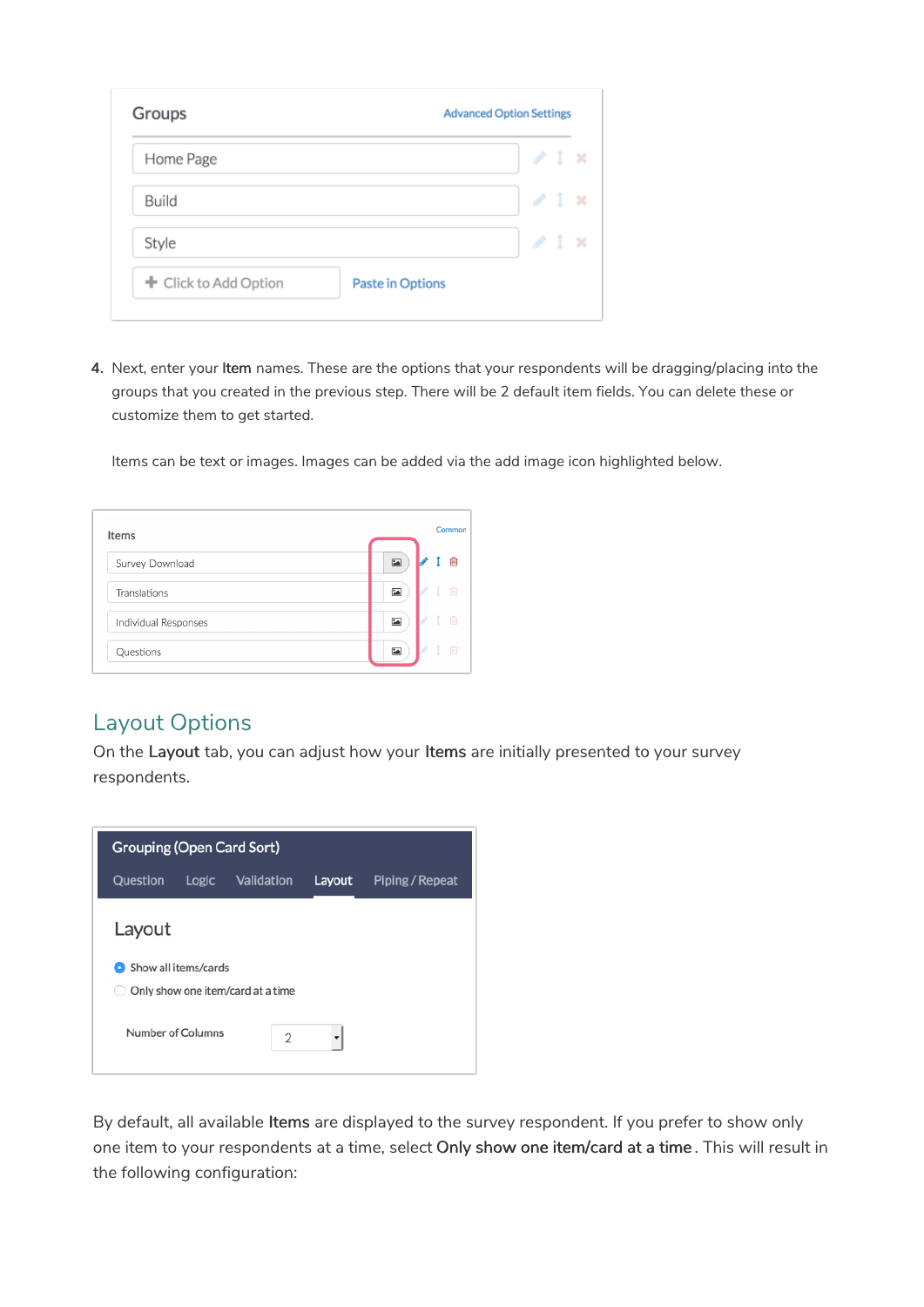4. Next, enter your **Item** names. These are the options that your respondents will be dragging/placing into the groups that you created in the previous step. There will be 2 default item fields. You can delete these or customize them to get started.

   Items can be text or images. Images can be added via the add image icon highlighted below.

## Layout Options

On the **Layout** tab, you can adjust how your **Items** are initially presented to your survey respondents.

By default, all available **Items** are displayed to the survey respondent. If you prefer to show only one item to your respondents at a time, select **Only show one item/card at a time**. This will result in the following configuration: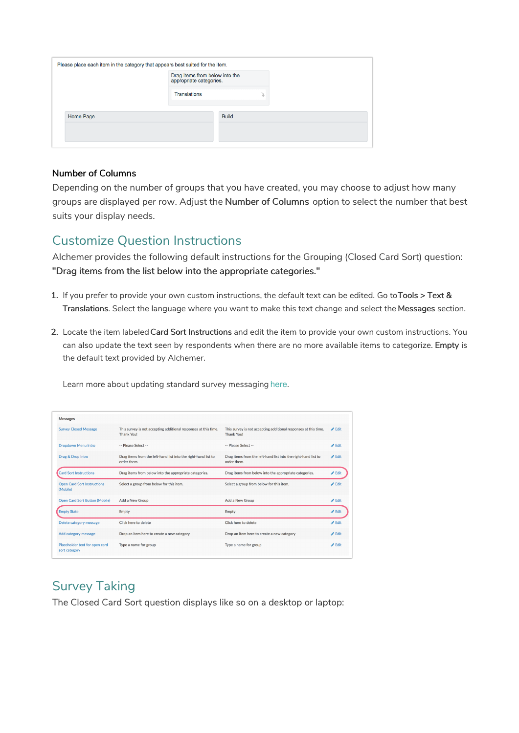Please place each item in the category that appears best suited for the item.

Drag items from below into the appropriate categories.

Translations

Home Page

Build

### Number of Columns

Depending on the number of groups that you have created, you may choose to adjust how many groups are displayed per row. Adjust the **Number of Columns** option to select the number that best suits your display needs.

## Customize Question Instructions

Alchemer provides the following default instructions for the Grouping (Closed Card Sort) question: **"Drag items from the list below into the appropriate categories."**

1. If you prefer to provide your own custom instructions, the default text can be edited. Go to **Tools > Text & Translations**. Select the language where you want to make this text change and select the **Messages** section.

2. Locate the item labeled **Card Sort Instructions** and edit the item to provide your own custom instructions. You can also update the text seen by respondents when there are no more available items to categorize. **Empty** is the default text provided by Alchemer.

   Learn more about updating standard survey messaging here.

**Messages**

| | | | |
|---|---|---|---|
| Survey Closed Message | This survey is not accepting additional responses at this time. Thank You! | This survey is not accepting additional responses at this time. Thank You! | Edit |
| Dropdown Menu Intro | -- Please Select -- | -- Please Select -- | Edit |
| Drag & Drop Intro | Drag items from the left-hand list into the right-hand list to order them. | Drag items from the left-hand list into the right-hand list to order them. | Edit |
| Card Sort Instructions | Drag items from below into the appropriate categories. | Drag items from below into the appropriate categories. | Edit |
| Open Card Sort Instructions (Mobile) | Select a group from below for this item. | Select a group from below for this item. | Edit |
| Open Card Sort Button (Mobile) | Add a New Group | Add a New Group | Edit |
| Empty State | Empty | Empty | Edit |
| Delete category message | Click here to delete | Click here to delete | Edit |
| Add category message | Drop an item here to create a new category | Drop an item here to create a new category | Edit |
| Placeholder text for open card sort category | Type a name for group | Type a name for group | Edit |

## Survey Taking

The Closed Card Sort question displays like so on a desktop or laptop: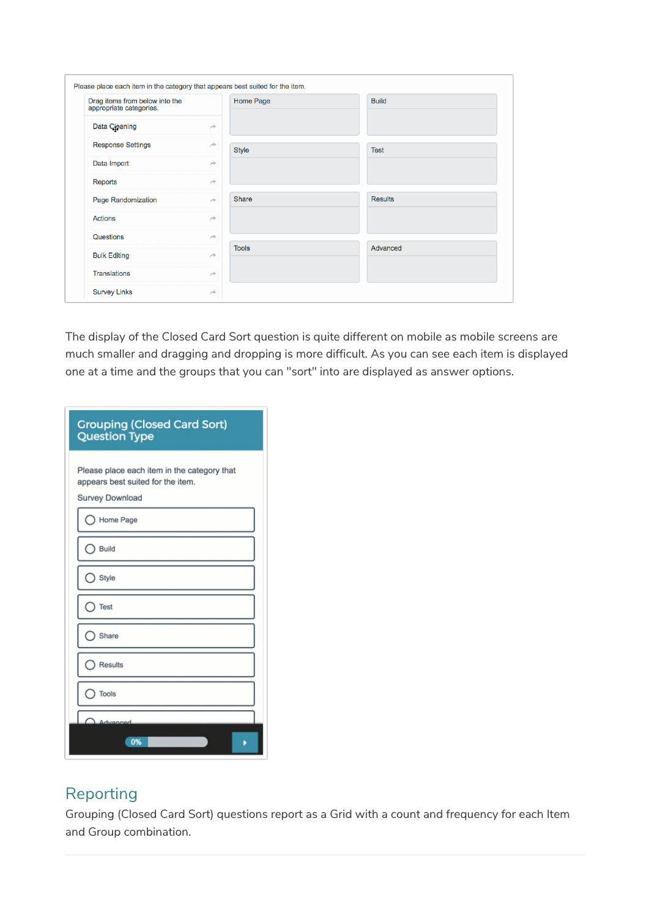Please place each item in the category that appears best suited for the item.

Drag items from below into the appropriate categories.

- Data Cleaning
- Response Settings
- Data Import
- Reports
- Page Randomization
- Actions
- Questions
- Bulk Editing
- Translations
- Survey Links

Home Page | Build | Style | Test | Share | Results | Tools | Advanced

The display of the Closed Card Sort question is quite different on mobile as mobile screens are much smaller and dragging and dropping is more difficult. As you can see each item is displayed one at a time and the groups that you can "sort" into are displayed as answer options.

**Grouping (Closed Card Sort) Question Type**

Please place each item in the category that appears best suited for the item.

Survey Download

- Home Page
- Build
- Style
- Test
- Share
- Results
- Tools
- Advanced

0%

## Reporting

Grouping (Closed Card Sort) questions report as a Grid with a count and frequency for each Item and Group combination.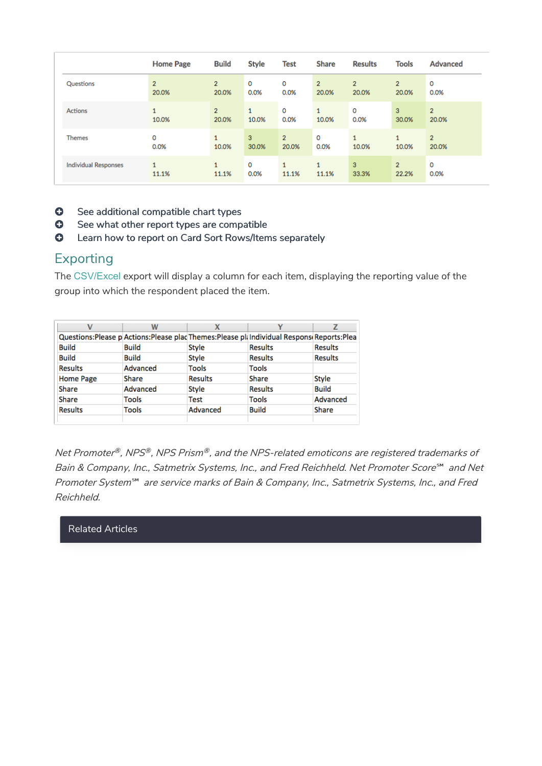| | Home Page | Build | Style | Test | Share | Results | Tools | Advanced |
|---|---|---|---|---|---|---|---|---|
| Questions | 2<br>20.0% | 2<br>20.0% | 0<br>0.0% | 0<br>0.0% | 2<br>20.0% | 2<br>20.0% | 2<br>20.0% | 0<br>0.0% |
| Actions | 1<br>10.0% | 2<br>20.0% | 1<br>10.0% | 0<br>0.0% | 1<br>10.0% | 0<br>0.0% | 3<br>30.0% | 2<br>20.0% |
| Themes | 0<br>0.0% | 1<br>10.0% | 3<br>30.0% | 2<br>20.0% | 0<br>0.0% | 1<br>10.0% | 1<br>10.0% | 2<br>20.0% |
| Individual Responses | 1<br>11.1% | 1<br>11.1% | 0<br>0.0% | 1<br>11.1% | 1<br>11.1% | 3<br>33.3% | 2<br>22.2% | 0<br>0.0% |

- See additional compatible chart types
- See what other report types are compatible
- Learn how to report on Card Sort Rows/Items separately

## Exporting

The CSV/Excel export will display a column for each item, displaying the reporting value of the group into which the respondent placed the item.

| V | W | X | Y | Z |
|---|---|---|---|---|
| Questions:Please p | Actions:Please plac | Themes:Please pl | Individual Respons | Reports:Plea |
| Build | Build | Style | Results | Results |
| Build | Build | Style | Results | Results |
| Results | Advanced | Tools | Tools | |
| Home Page | Share | Results | Share | Style |
| Share | Advanced | Style | Results | Build |
| Share | Tools | Test | Tools | Advanced |
| Results | Tools | Advanced | Build | Share |

*Net Promoter®, NPS®, NPS Prism®, and the NPS-related emoticons are registered trademarks of Bain & Company, Inc., Satmetrix Systems, Inc., and Fred Reichheld. Net Promoter Score℠ and Net Promoter System℠ are service marks of Bain & Company, Inc., Satmetrix Systems, Inc., and Fred Reichheld.*

Related Articles